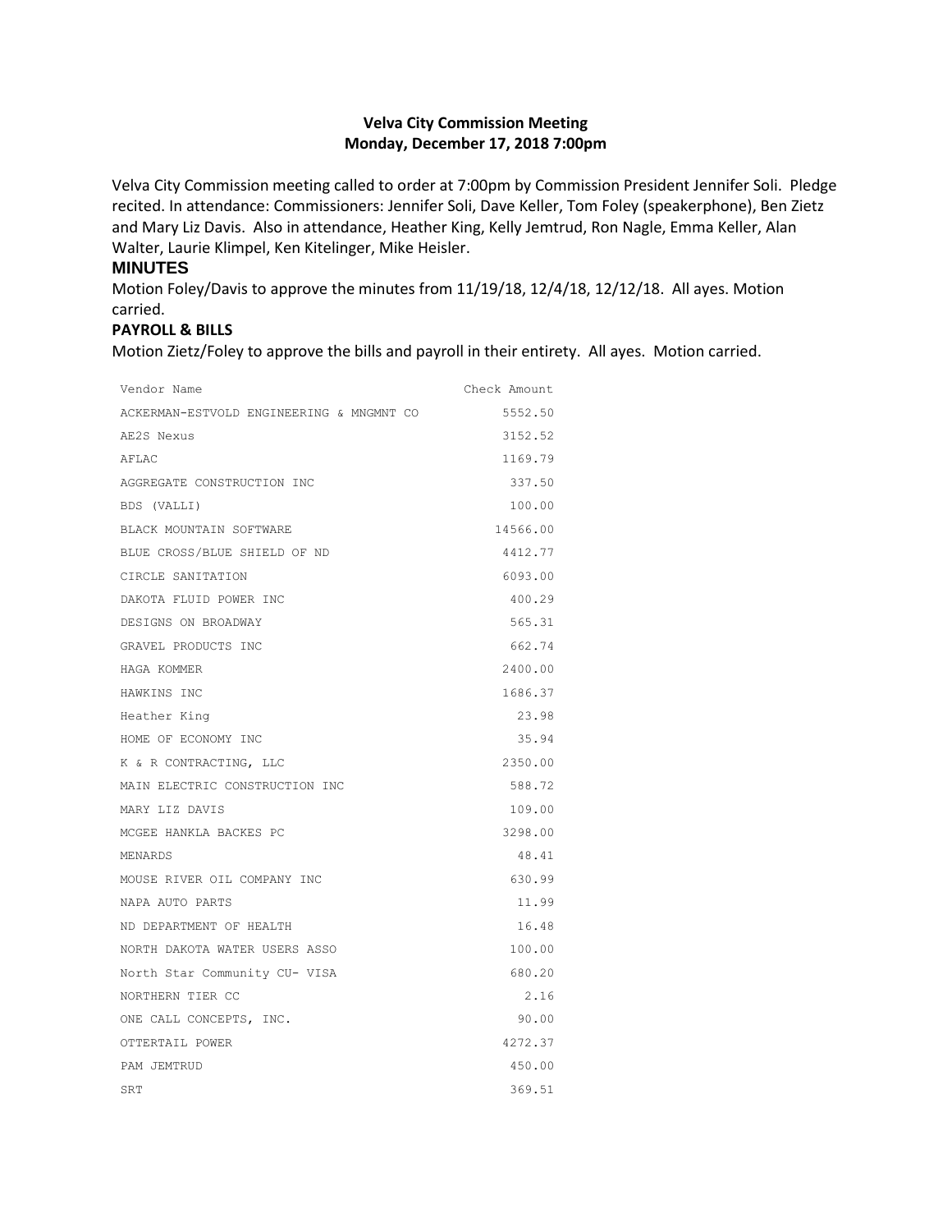# Velva City Commission Meeting
## Monday, December 17, 2018 7:00pm

Velva City Commission meeting called to order at 7:00pm by Commission President Jennifer Soli. Pledge recited. In attendance: Commissioners: Jennifer Soli, Dave Keller, Tom Foley (speakerphone), Ben Zietz and Mary Liz Davis. Also in attendance, Heather King, Kelly Jemtrud, Ron Nagle, Emma Keller, Alan Walter, Laurie Klimpel, Ken Kitelinger, Mike Heisler.

### MINUTES

Motion Foley/Davis to approve the minutes from 11/19/18, 12/4/18, 12/12/18. All ayes. Motion carried.

### PAYROLL & BILLS

Motion Zietz/Foley to approve the bills and payroll in their entirety. All ayes. Motion carried.

| Vendor Name | Check Amount |
|---|---|
| ACKERMAN-ESTVOLD ENGINEERING & MNGMNT CO | 5552.50 |
| AE2S Nexus | 3152.52 |
| AFLAC | 1169.79 |
| AGGREGATE CONSTRUCTION INC | 337.50 |
| BDS (VALLI) | 100.00 |
| BLACK MOUNTAIN SOFTWARE | 14566.00 |
| BLUE CROSS/BLUE SHIELD OF ND | 4412.77 |
| CIRCLE SANITATION | 6093.00 |
| DAKOTA FLUID POWER INC | 400.29 |
| DESIGNS ON BROADWAY | 565.31 |
| GRAVEL PRODUCTS INC | 662.74 |
| HAGA KOMMER | 2400.00 |
| HAWKINS INC | 1686.37 |
| Heather King | 23.98 |
| HOME OF ECONOMY INC | 35.94 |
| K & R CONTRACTING, LLC | 2350.00 |
| MAIN ELECTRIC CONSTRUCTION INC | 588.72 |
| MARY LIZ DAVIS | 109.00 |
| MCGEE HANKLA BACKES PC | 3298.00 |
| MENARDS | 48.41 |
| MOUSE RIVER OIL COMPANY INC | 630.99 |
| NAPA AUTO PARTS | 11.99 |
| ND DEPARTMENT OF HEALTH | 16.48 |
| NORTH DAKOTA WATER USERS ASSO | 100.00 |
| North Star Community CU- VISA | 680.20 |
| NORTHERN TIER CC | 2.16 |
| ONE CALL CONCEPTS, INC. | 90.00 |
| OTTERTAIL POWER | 4272.37 |
| PAM JEMTRUD | 450.00 |
| SRT | 369.51 |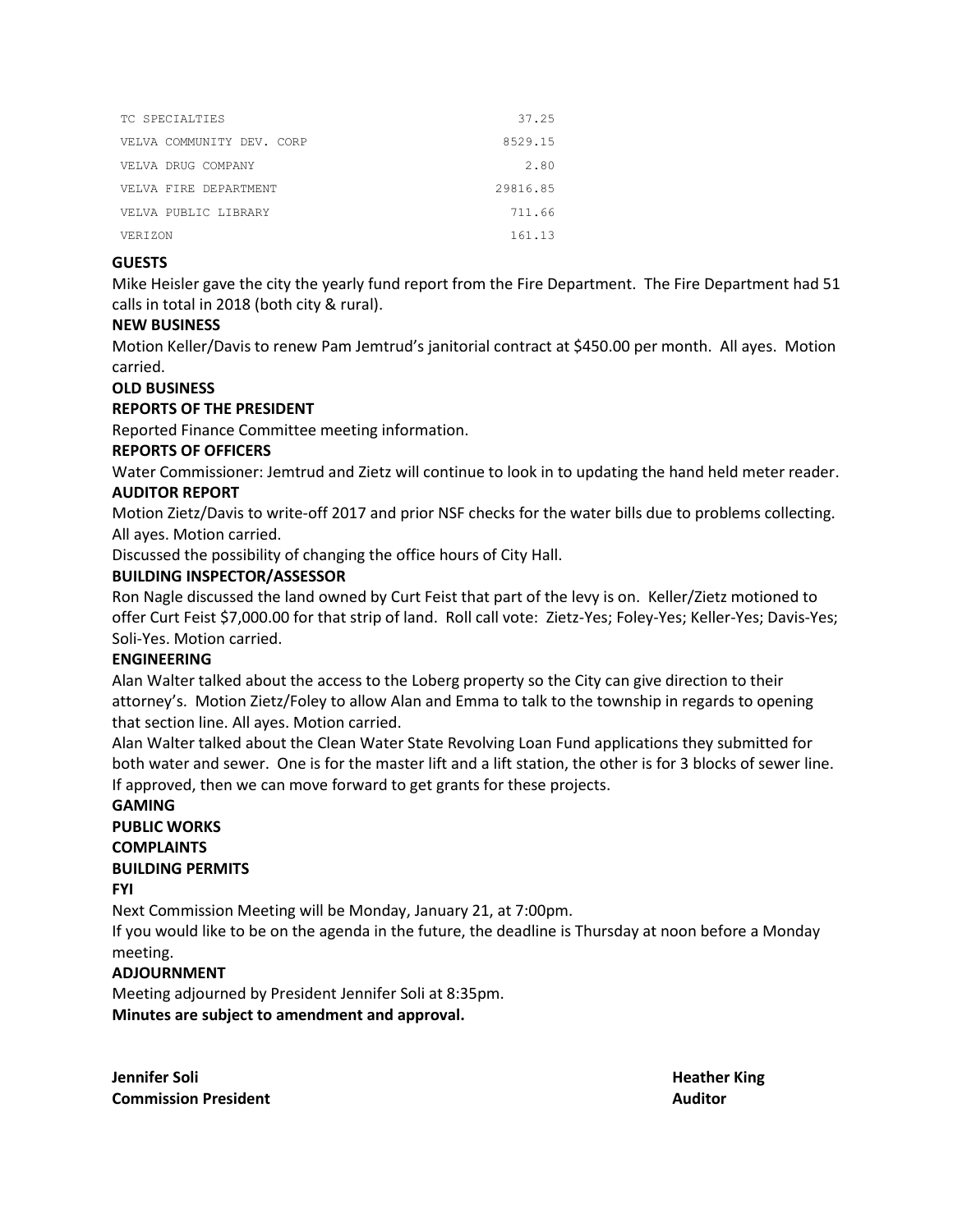| | |
|---|---|
| TC SPECIALTIES | 37.25 |
| VELVA COMMUNITY DEV. CORP | 8529.15 |
| VELVA DRUG COMPANY | 2.80 |
| VELVA FIRE DEPARTMENT | 29816.85 |
| VELVA PUBLIC LIBRARY | 711.66 |
| VERIZON | 161.13 |

**GUESTS**

Mike Heisler gave the city the yearly fund report from the Fire Department. The Fire Department had 51 calls in total in 2018 (both city & rural).

**NEW BUSINESS**

Motion Keller/Davis to renew Pam Jemtrud's janitorial contract at $450.00 per month. All ayes. Motion carried.

**OLD BUSINESS**

**REPORTS OF THE PRESIDENT**

Reported Finance Committee meeting information.

**REPORTS OF OFFICERS**

Water Commissioner: Jemtrud and Zietz will continue to look in to updating the hand held meter reader.

**AUDITOR REPORT**

Motion Zietz/Davis to write-off 2017 and prior NSF checks for the water bills due to problems collecting. All ayes. Motion carried.

Discussed the possibility of changing the office hours of City Hall.

**BUILDING INSPECTOR/ASSESSOR**

Ron Nagle discussed the land owned by Curt Feist that part of the levy is on. Keller/Zietz motioned to offer Curt Feist $7,000.00 for that strip of land. Roll call vote: Zietz-Yes; Foley-Yes; Keller-Yes; Davis-Yes; Soli-Yes. Motion carried.

**ENGINEERING**

Alan Walter talked about the access to the Loberg property so the City can give direction to their attorney's. Motion Zietz/Foley to allow Alan and Emma to talk to the township in regards to opening that section line. All ayes. Motion carried.

Alan Walter talked about the Clean Water State Revolving Loan Fund applications they submitted for both water and sewer. One is for the master lift and a lift station, the other is for 3 blocks of sewer line. If approved, then we can move forward to get grants for these projects.

**GAMING**

**PUBLIC WORKS**

**COMPLAINTS**

**BUILDING PERMITS**

**FYI**

Next Commission Meeting will be Monday, January 21, at 7:00pm.

If you would like to be on the agenda in the future, the deadline is Thursday at noon before a Monday meeting.

**ADJOURNMENT**

Meeting adjourned by President Jennifer Soli at 8:35pm.

**Minutes are subject to amendment and approval.**

**Jennifer Soli**
**Commission President**

**Heather King**
**Auditor**